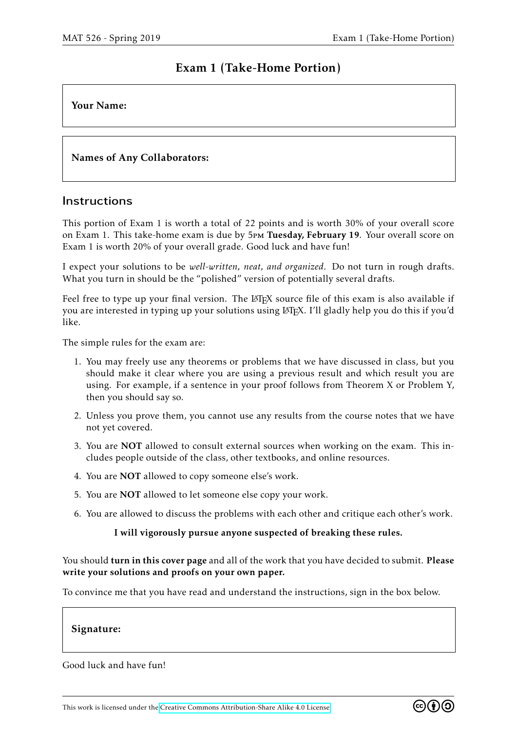# Exam 1 (Take-Home Portion)

**Your Name:**

**Names of Any Collaborators:**

## Instructions

This portion of Exam 1 is worth a total of 22 points and is worth 30% of your overall score on Exam 1. This take-home exam is due by 5PM **Tuesday, February 19**. Your overall score on Exam 1 is worth 20% of your overall grade. Good luck and have fun!

I expect your solutions to be *well-written, neat, and organized*. Do not turn in rough drafts. What you turn in should be the "polished" version of potentially several drafts.

Feel free to type up your final version. The LaTeX source file of this exam is also available if you are interested in typing up your solutions using LaTeX. I'll gladly help you do this if you'd like.

The simple rules for the exam are:

1. You may freely use any theorems or problems that we have discussed in class, but you should make it clear where you are using a previous result and which result you are using. For example, if a sentence in your proof follows from Theorem X or Problem Y, then you should say so.
2. Unless you prove them, you cannot use any results from the course notes that we have not yet covered.
3. You are **NOT** allowed to consult external sources when working on the exam. This includes people outside of the class, other textbooks, and online resources.
4. You are **NOT** allowed to copy someone else's work.
5. You are **NOT** allowed to let someone else copy your work.
6. You are allowed to discuss the problems with each other and critique each other's work.

**I will vigorously pursue anyone suspected of breaking these rules.**

You should **turn in this cover page** and all of the work that you have decided to submit. **Please write your solutions and proofs on your own paper.**

To convince me that you have read and understand the instructions, sign in the box below.

**Signature:**

Good luck and have fun!

This work is licensed under the Creative Commons Attribution-Share Alike 4.0 License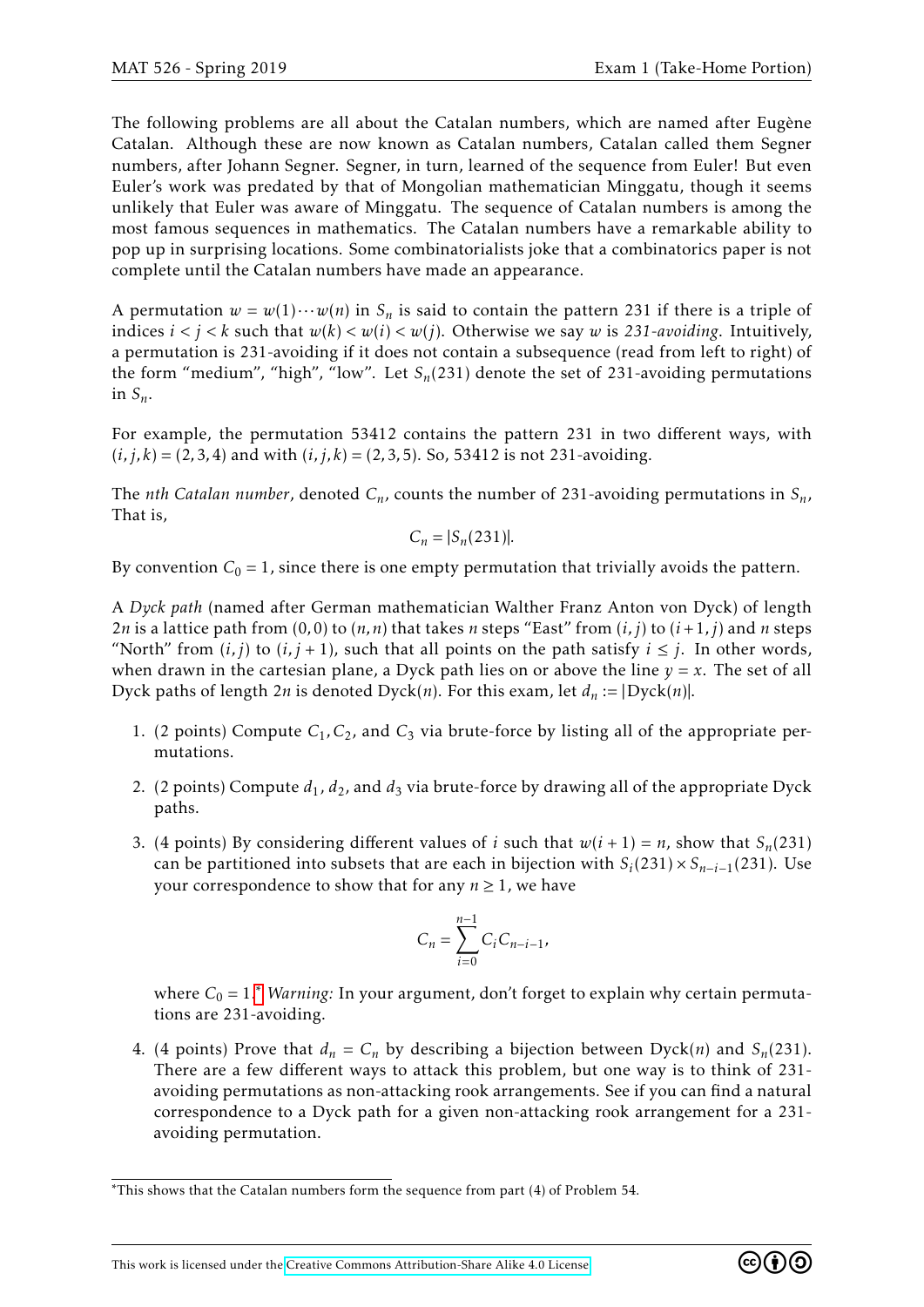The following problems are all about the Catalan numbers, which are named after Eugène Catalan. Although these are now known as Catalan numbers, Catalan called them Segner numbers, after Johann Segner. Segner, in turn, learned of the sequence from Euler! But even Euler's work was predated by that of Mongolian mathematician Minggatu, though it seems unlikely that Euler was aware of Minggatu. The sequence of Catalan numbers is among the most famous sequences in mathematics. The Catalan numbers have a remarkable ability to pop up in surprising locations. Some combinatorialists joke that a combinatorics paper is not complete until the Catalan numbers have made an appearance.

A permutation $w = w(1)\cdots w(n)$ in $S_n$ is said to contain the pattern 231 if there is a triple of indices $i < j < k$ such that $w(k) < w(i) < w(j)$. Otherwise we say $w$ is *231-avoiding*. Intuitively, a permutation is 231-avoiding if it does not contain a subsequence (read from left to right) of the form "medium", "high", "low". Let $S_n(231)$ denote the set of 231-avoiding permutations in $S_n$.

For example, the permutation 53412 contains the pattern 231 in two different ways, with $(i,j,k) = (2,3,4)$ and with $(i,j,k) = (2,3,5)$. So, 53412 is not 231-avoiding.

The *nth Catalan number*, denoted $C_n$, counts the number of 231-avoiding permutations in $S_n$, That is,

$$C_n = |S_n(231)|.$$

By convention $C_0 = 1$, since there is one empty permutation that trivially avoids the pattern.

A *Dyck path* (named after German mathematician Walther Franz Anton von Dyck) of length $2n$ is a lattice path from $(0,0)$ to $(n,n)$ that takes $n$ steps "East" from $(i,j)$ to $(i+1,j)$ and $n$ steps "North" from $(i,j)$ to $(i,j+1)$, such that all points on the path satisfy $i \leq j$. In other words, when drawn in the cartesian plane, a Dyck path lies on or above the line $y = x$. The set of all Dyck paths of length $2n$ is denoted $\text{Dyck}(n)$. For this exam, let $d_n := |\text{Dyck}(n)|$.

1. (2 points) Compute $C_1, C_2$, and $C_3$ via brute-force by listing all of the appropriate permutations.

2. (2 points) Compute $d_1$, $d_2$, and $d_3$ via brute-force by drawing all of the appropriate Dyck paths.

3. (4 points) By considering different values of $i$ such that $w(i+1) = n$, show that $S_n(231)$ can be partitioned into subsets that are each in bijection with $S_i(231) \times S_{n-i-1}(231)$. Use your correspondence to show that for any $n \geq 1$, we have

$$C_n = \sum_{i=0}^{n-1} C_i C_{n-i-1},$$

where $C_0 = 1$.[*] *Warning:* In your argument, don't forget to explain why certain permutations are 231-avoiding.

4. (4 points) Prove that $d_n = C_n$ by describing a bijection between $\text{Dyck}(n)$ and $S_n(231)$. There are a few different ways to attack this problem, but one way is to think of 231-avoiding permutations as non-attacking rook arrangements. See if you can find a natural correspondence to a Dyck path for a given non-attacking rook arrangement for a 231-avoiding permutation.

[*] This shows that the Catalan numbers form the sequence from part (4) of Problem 54.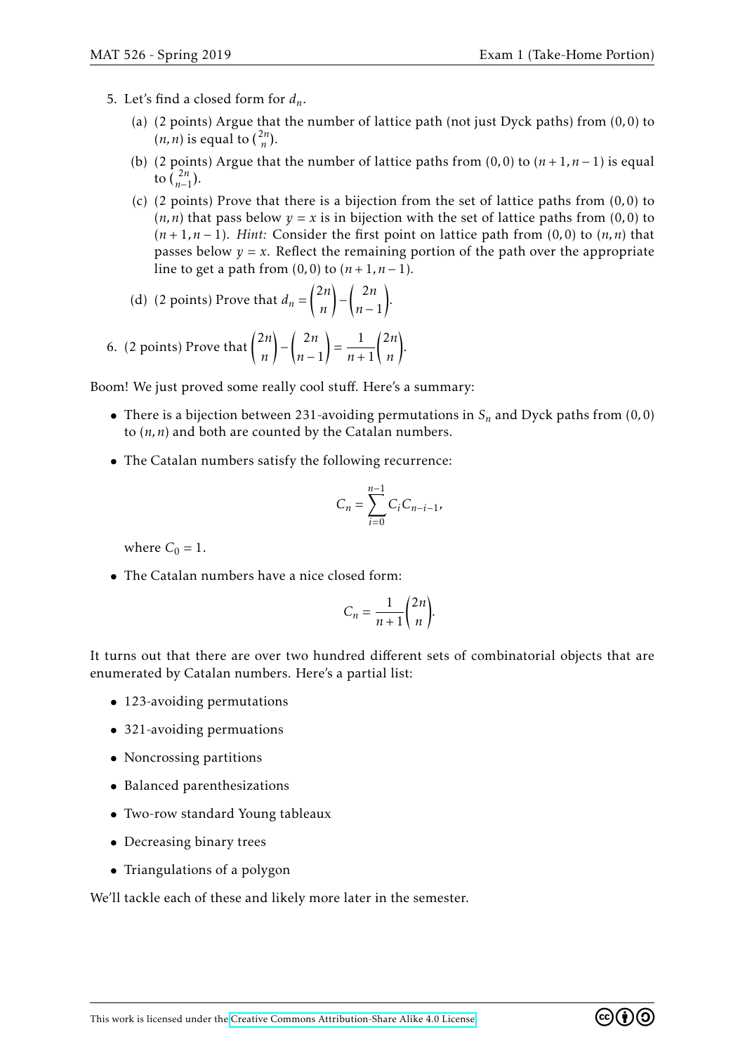5. Let's find a closed form for $d_n$.

   (a) (2 points) Argue that the number of lattice path (not just Dyck paths) from $(0,0)$ to $(n,n)$ is equal to $\binom{2n}{n}$.

   (b) (2 points) Argue that the number of lattice paths from $(0,0)$ to $(n+1,n-1)$ is equal to $\binom{2n}{n-1}$.

   (c) (2 points) Prove that there is a bijection from the set of lattice paths from $(0,0)$ to $(n,n)$ that pass below $y = x$ is in bijection with the set of lattice paths from $(0,0)$ to $(n+1,n-1)$. *Hint:* Consider the first point on lattice path from $(0,0)$ to $(n,n)$ that passes below $y = x$. Reflect the remaining portion of the path over the appropriate line to get a path from $(0,0)$ to $(n+1,n-1)$.

   (d) (2 points) Prove that $d_n = \binom{2n}{n} - \binom{2n}{n-1}$.

6. (2 points) Prove that $\binom{2n}{n} - \binom{2n}{n-1} = \frac{1}{n+1}\binom{2n}{n}$.

Boom! We just proved some really cool stuff. Here's a summary:

- There is a bijection between 231-avoiding permutations in $S_n$ and Dyck paths from $(0,0)$ to $(n,n)$ and both are counted by the Catalan numbers.
- The Catalan numbers satisfy the following recurrence:

$$C_n = \sum_{i=0}^{n-1} C_i C_{n-i-1},$$

  where $C_0 = 1$.
- The Catalan numbers have a nice closed form:

$$C_n = \frac{1}{n+1}\binom{2n}{n}.$$

It turns out that there are over two hundred different sets of combinatorial objects that are enumerated by Catalan numbers. Here's a partial list:

- 123-avoiding permutations
- 321-avoiding permuations
- Noncrossing partitions
- Balanced parenthesizations
- Two-row standard Young tableaux
- Decreasing binary trees
- Triangulations of a polygon

We'll tackle each of these and likely more later in the semester.